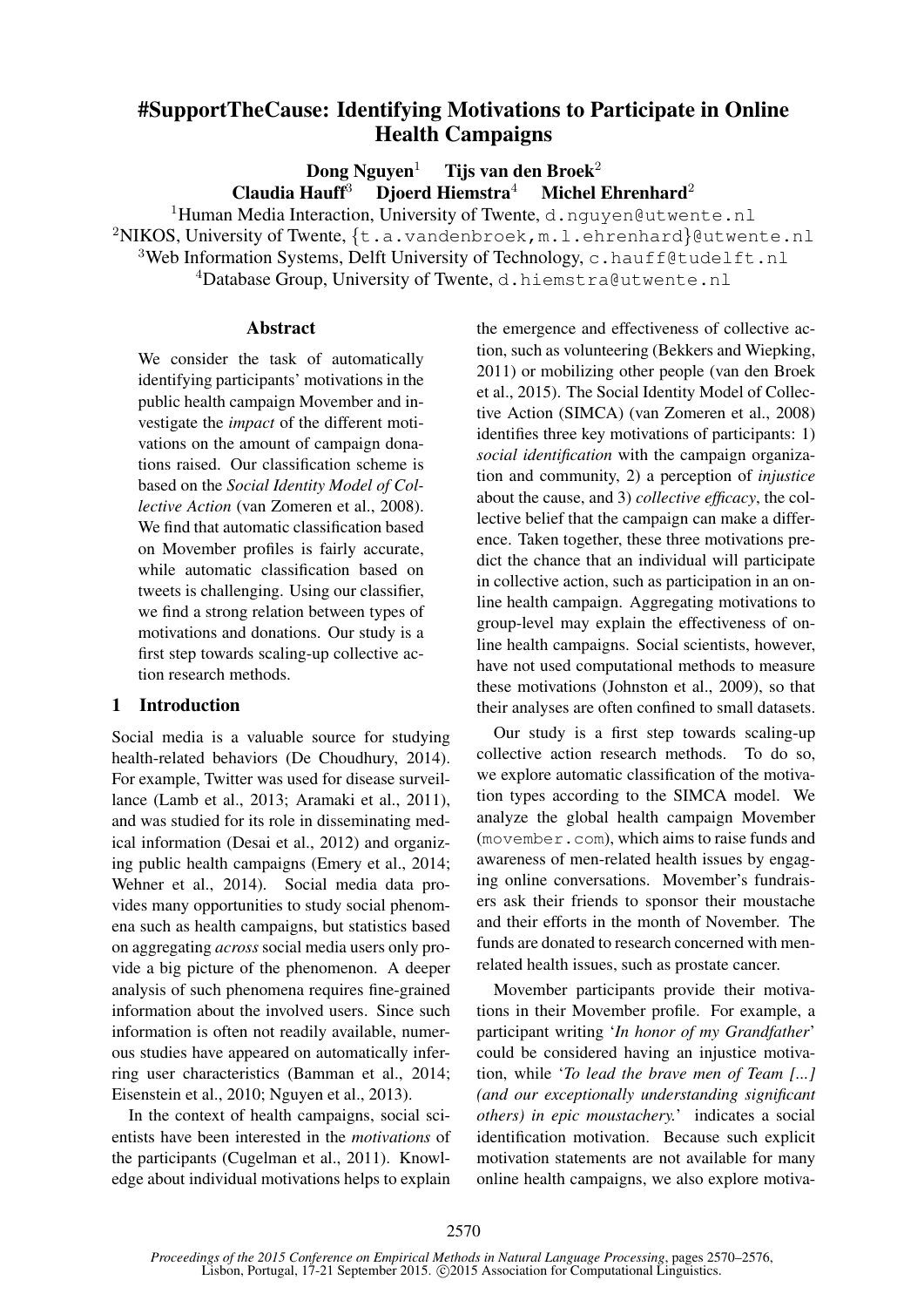# #SupportTheCause: Identifying Motivations to Participate in Online Health Campaigns

**Dong Nguyen**[1] **Tijs van den Broek**[2]
**Claudia Hauff**[3] **Djoerd Hiemstra**[4] **Michel Ehrenhard**[2]

[1]Human Media Interaction, University of Twente, d.nguyen@utwente.nl
[2]NIKOS, University of Twente, {t.a.vandenbroek,m.l.ehrenhard}@utwente.nl
[3]Web Information Systems, Delft University of Technology, c.hauff@tudelft.nl
[4]Database Group, University of Twente, d.hiemstra@utwente.nl

## Abstract

We consider the task of automatically identifying participants' motivations in the public health campaign Movember and investigate the *impact* of the different motivations on the amount of campaign donations raised. Our classification scheme is based on the *Social Identity Model of Collective Action* (van Zomeren et al., 2008). We find that automatic classification based on Movember profiles is fairly accurate, while automatic classification based on tweets is challenging. Using our classifier, we find a strong relation between types of motivations and donations. Our study is a first step towards scaling-up collective action research methods.

## 1 Introduction

Social media is a valuable source for studying health-related behaviors (De Choudhury, 2014). For example, Twitter was used for disease surveillance (Lamb et al., 2013; Aramaki et al., 2011), and was studied for its role in disseminating medical information (Desai et al., 2012) and organizing public health campaigns (Emery et al., 2014; Wehner et al., 2014). Social media data provides many opportunities to study social phenomena such as health campaigns, but statistics based on aggregating *across* social media users only provide a big picture of the phenomenon. A deeper analysis of such phenomena requires fine-grained information about the involved users. Since such information is often not readily available, numerous studies have appeared on automatically inferring user characteristics (Bamman et al., 2014; Eisenstein et al., 2010; Nguyen et al., 2013).

In the context of health campaigns, social scientists have been interested in the *motivations* of the participants (Cugelman et al., 2011). Knowledge about individual motivations helps to explain the emergence and effectiveness of collective action, such as volunteering (Bekkers and Wiepking, 2011) or mobilizing other people (van den Broek et al., 2015). The Social Identity Model of Collective Action (SIMCA) (van Zomeren et al., 2008) identifies three key motivations of participants: 1) *social identification* with the campaign organization and community, 2) a perception of *injustice* about the cause, and 3) *collective efficacy*, the collective belief that the campaign can make a difference. Taken together, these three motivations predict the chance that an individual will participate in collective action, such as participation in an online health campaign. Aggregating motivations to group-level may explain the effectiveness of online health campaigns. Social scientists, however, have not used computational methods to measure these motivations (Johnston et al., 2009), so that their analyses are often confined to small datasets.

Our study is a first step towards scaling-up collective action research methods. To do so, we explore automatic classification of the motivation types according to the SIMCA model. We analyze the global health campaign Movember (movember.com), which aims to raise funds and awareness of men-related health issues by engaging online conversations. Movember's fundraisers ask their friends to sponsor their moustache and their efforts in the month of November. The funds are donated to research concerned with men-related health issues, such as prostate cancer.

Movember participants provide their motivations in their Movember profile. For example, a participant writing '*In honor of my Grandfather*' could be considered having an injustice motivation, while '*To lead the brave men of Team [...] (and our exceptionally understanding significant others) in epic moustachery.*' indicates a social identification motivation. Because such explicit motivation statements are not available for many online health campaigns, we also explore motiva-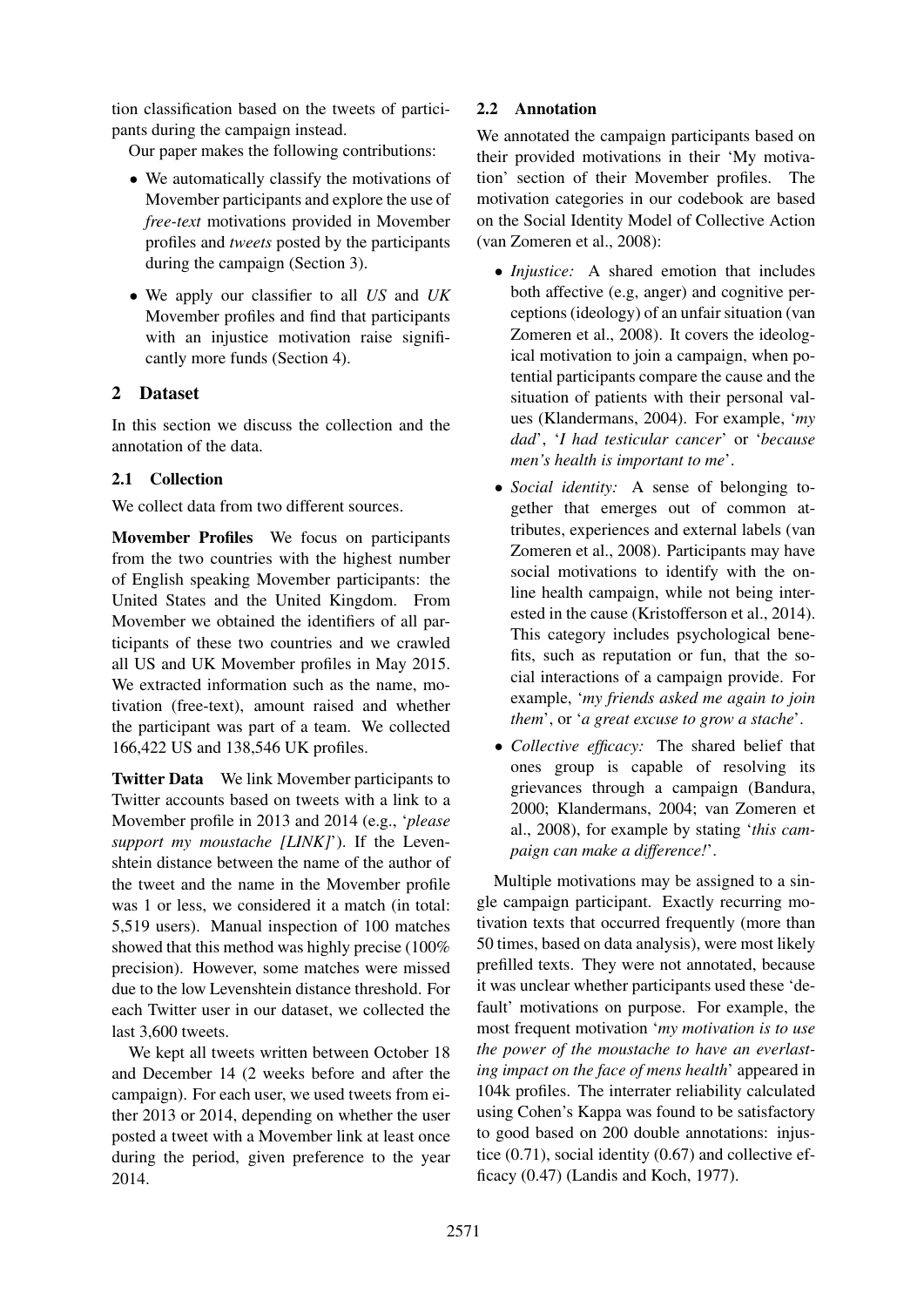tion classification based on the tweets of participants during the campaign instead.

Our paper makes the following contributions:

- We automatically classify the motivations of Movember participants and explore the use of *free-text* motivations provided in Movember profiles and *tweets* posted by the participants during the campaign (Section 3).
- We apply our classifier to all *US* and *UK* Movember profiles and find that participants with an injustice motivation raise significantly more funds (Section 4).

## 2 Dataset

In this section we discuss the collection and the annotation of the data.

### 2.1 Collection

We collect data from two different sources.

**Movember Profiles** We focus on participants from the two countries with the highest number of English speaking Movember participants: the United States and the United Kingdom. From Movember we obtained the identifiers of all participants of these two countries and we crawled all US and UK Movember profiles in May 2015. We extracted information such as the name, motivation (free-text), amount raised and whether the participant was part of a team. We collected 166,422 US and 138,546 UK profiles.

**Twitter Data** We link Movember participants to Twitter accounts based on tweets with a link to a Movember profile in 2013 and 2014 (e.g., '*please support my moustache [LINK]*'). If the Levenshtein distance between the name of the author of the tweet and the name in the Movember profile was 1 or less, we considered it a match (in total: 5,519 users). Manual inspection of 100 matches showed that this method was highly precise (100% precision). However, some matches were missed due to the low Levenshtein distance threshold. For each Twitter user in our dataset, we collected the last 3,600 tweets.

We kept all tweets written between October 18 and December 14 (2 weeks before and after the campaign). For each user, we used tweets from either 2013 or 2014, depending on whether the user posted a tweet with a Movember link at least once during the period, given preference to the year 2014.

### 2.2 Annotation

We annotated the campaign participants based on their provided motivations in their 'My motivation' section of their Movember profiles. The motivation categories in our codebook are based on the Social Identity Model of Collective Action (van Zomeren et al., 2008):

- *Injustice:* A shared emotion that includes both affective (e.g, anger) and cognitive perceptions (ideology) of an unfair situation (van Zomeren et al., 2008). It covers the ideological motivation to join a campaign, when potential participants compare the cause and the situation of patients with their personal values (Klandermans, 2004). For example, '*my dad*', '*I had testicular cancer*' or '*because men's health is important to me*'.
- *Social identity:* A sense of belonging together that emerges out of common attributes, experiences and external labels (van Zomeren et al., 2008). Participants may have social motivations to identify with the online health campaign, while not being interested in the cause (Kristofferson et al., 2014). This category includes psychological benefits, such as reputation or fun, that the social interactions of a campaign provide. For example, '*my friends asked me again to join them*', or '*a great excuse to grow a stache*'.
- *Collective efficacy:* The shared belief that ones group is capable of resolving its grievances through a campaign (Bandura, 2000; Klandermans, 2004; van Zomeren et al., 2008), for example by stating '*this campaign can make a difference!*'.

Multiple motivations may be assigned to a single campaign participant. Exactly recurring motivation texts that occurred frequently (more than 50 times, based on data analysis), were most likely prefilled texts. They were not annotated, because it was unclear whether participants used these 'default' motivations on purpose. For example, the most frequent motivation '*my motivation is to use the power of the moustache to have an everlasting impact on the face of mens health*' appeared in 104k profiles. The interrater reliability calculated using Cohen's Kappa was found to be satisfactory to good based on 200 double annotations: injustice (0.71), social identity (0.67) and collective efficacy (0.47) (Landis and Koch, 1977).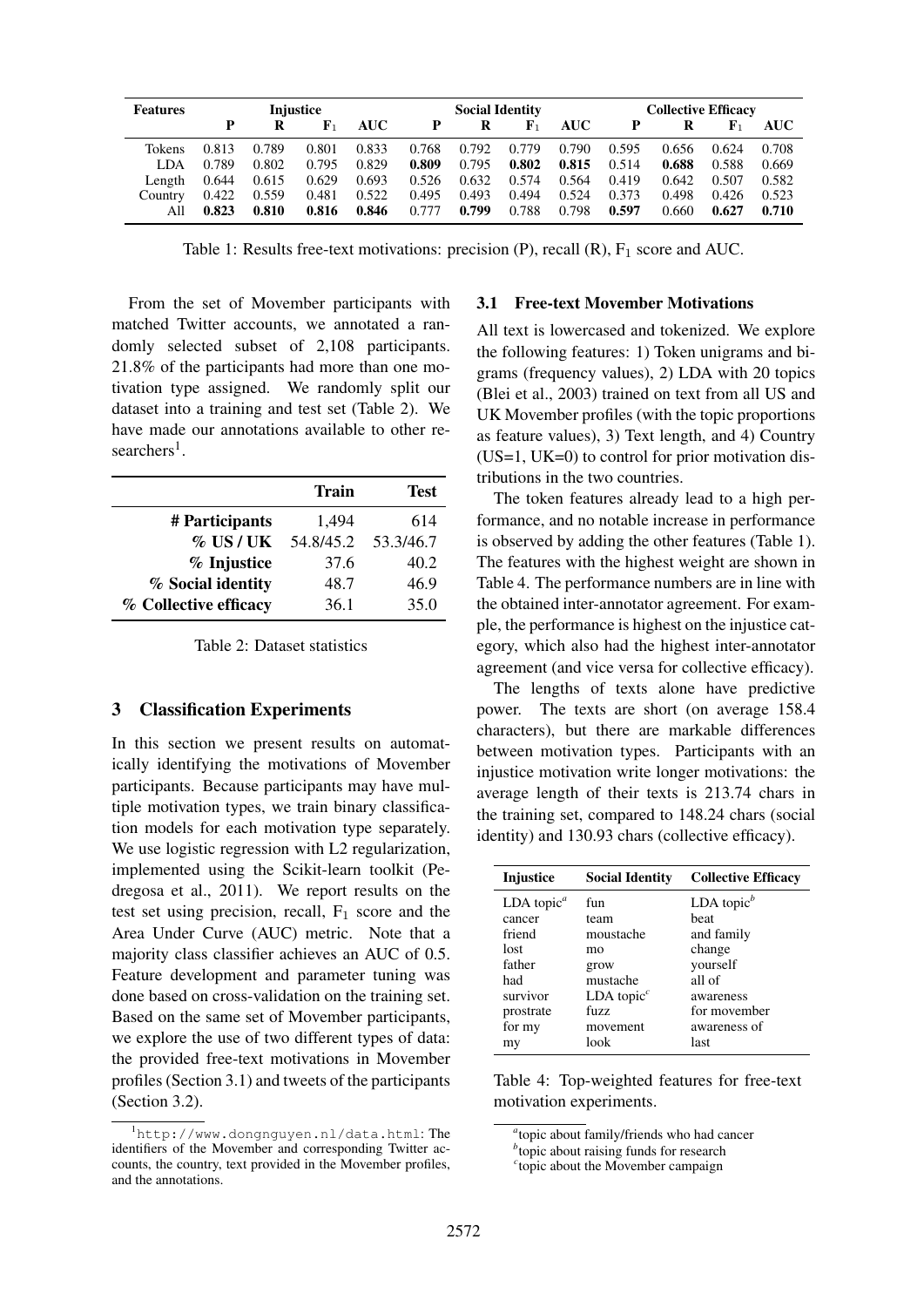| Features | Injustice | | | | Social Identity | | | | Collective Efficacy | | | |
|---|---|---|---|---|---|---|---|---|---|---|---|---|
| | **P** | **R** | $\mathbf{F_1}$ | **AUC** | **P** | **R** | $\mathbf{F_1}$ | **AUC** | **P** | **R** | $\mathbf{F_1}$ | **AUC** |
| Tokens | 0.813 | 0.789 | 0.801 | 0.833 | 0.768 | 0.792 | 0.779 | 0.790 | 0.595 | 0.656 | 0.624 | 0.708 |
| LDA | 0.789 | 0.802 | 0.795 | 0.829 | **0.809** | 0.795 | **0.802** | **0.815** | 0.514 | **0.688** | 0.588 | 0.669 |
| Length | 0.644 | 0.615 | 0.629 | 0.693 | 0.526 | 0.632 | 0.574 | 0.564 | 0.419 | 0.642 | 0.507 | 0.582 |
| Country | 0.422 | 0.559 | 0.481 | 0.522 | 0.495 | 0.493 | 0.494 | 0.524 | 0.373 | 0.498 | 0.426 | 0.523 |
| All | **0.823** | **0.810** | **0.816** | **0.846** | 0.777 | **0.799** | 0.788 | 0.798 | **0.597** | 0.660 | **0.627** | **0.710** |

Table 1: Results free-text motivations: precision (P), recall (R), $F_1$ score and AUC.

From the set of Movember participants with matched Twitter accounts, we annotated a randomly selected subset of 2,108 participants. 21.8% of the participants had more than one motivation type assigned. We randomly split our dataset into a training and test set (Table 2). We have made our annotations available to other researchers[1].

| | Train | Test |
|---|---|---|
| **# Participants** | 1,494 | 614 |
| **% US / UK** | 54.8/45.2 | 53.3/46.7 |
| **% Injustice** | 37.6 | 40.2 |
| **% Social identity** | 48.7 | 46.9 |
| **% Collective efficacy** | 36.1 | 35.0 |

Table 2: Dataset statistics

## 3 Classification Experiments

In this section we present results on automatically identifying the motivations of Movember participants. Because participants may have multiple motivation types, we train binary classification models for each motivation type separately. We use logistic regression with L2 regularization, implemented using the Scikit-learn toolkit (Pedregosa et al., 2011). We report results on the test set using precision, recall, $F_1$ score and the Area Under Curve (AUC) metric. Note that a majority class classifier achieves an AUC of 0.5. Feature development and parameter tuning was done based on cross-validation on the training set. Based on the same set of Movember participants, we explore the use of two different types of data: the provided free-text motivations in Movember profiles (Section 3.1) and tweets of the participants (Section 3.2).

[1] http://www.dongnguyen.nl/data.html: The identifiers of the Movember and corresponding Twitter accounts, the country, text provided in the Movember profiles, and the annotations.

### 3.1 Free-text Movember Motivations

All text is lowercased and tokenized. We explore the following features: 1) Token unigrams and bigrams (frequency values), 2) LDA with 20 topics (Blei et al., 2003) trained on text from all US and UK Movember profiles (with the topic proportions as feature values), 3) Text length, and 4) Country (US=1, UK=0) to control for prior motivation distributions in the two countries.

The token features already lead to a high performance, and no notable increase in performance is observed by adding the other features (Table 1). The features with the highest weight are shown in Table 4. The performance numbers are in line with the obtained inter-annotator agreement. For example, the performance is highest on the injustice category, which also had the highest inter-annotator agreement (and vice versa for collective efficacy).

The lengths of texts alone have predictive power. The texts are short (on average 158.4 characters), but there are markable differences between motivation types. Participants with an injustice motivation write longer motivations: the average length of their texts is 213.74 chars in the training set, compared to 148.24 chars (social identity) and 130.93 chars (collective efficacy).

| Injustice | Social Identity | Collective Efficacy |
|---|---|---|
| LDA topic[a] | fun | LDA topic[b] |
| cancer | team | beat |
| friend | moustache | and family |
| lost | mo | change |
| father | grow | yourself |
| had | mustache | all of |
| survivor | LDA topic[c] | awareness |
| prostrate | fuzz | for movember |
| for my | movement | awareness of |
| my | look | last |

Table 4: Top-weighted features for free-text motivation experiments.

[a] topic about family/friends who had cancer
[b] topic about raising funds for research
[c] topic about the Movember campaign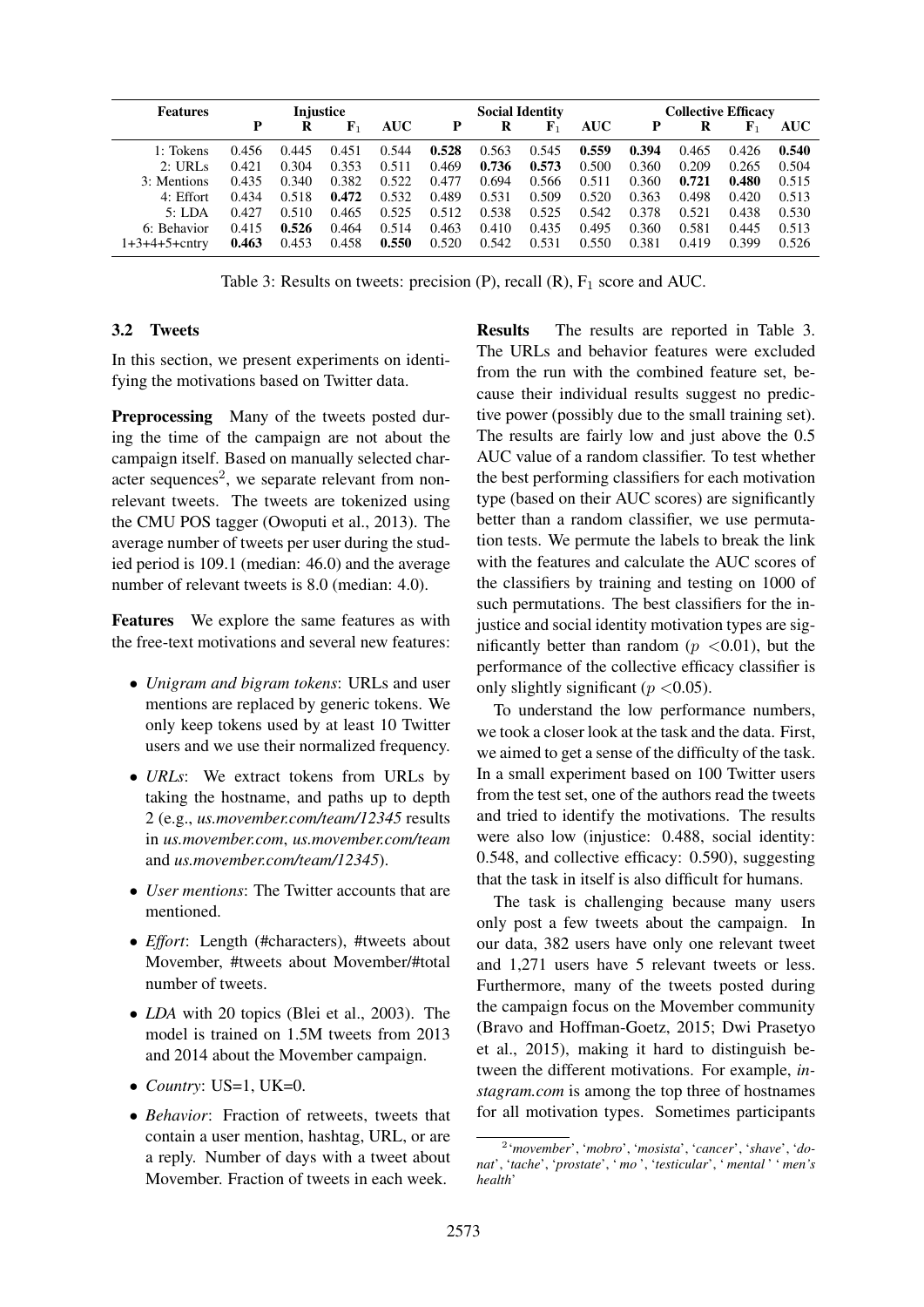| Features | Injustice | | | | Social Identity | | | | Collective Efficacy | | | |
|---|---|---|---|---|---|---|---|---|---|---|---|---|
| | **P** | **R** | **$F_1$** | **AUC** | **P** | **R** | **$F_1$** | **AUC** | **P** | **R** | **$F_1$** | **AUC** |
| 1: Tokens | 0.456 | 0.445 | 0.451 | 0.544 | **0.528** | 0.563 | 0.545 | **0.559** | **0.394** | 0.465 | 0.426 | **0.540** |
| 2: URLs | 0.421 | 0.304 | 0.353 | 0.511 | 0.469 | **0.736** | **0.573** | 0.500 | 0.360 | 0.209 | 0.265 | 0.504 |
| 3: Mentions | 0.435 | 0.340 | 0.382 | 0.522 | 0.477 | 0.694 | 0.566 | 0.511 | 0.360 | **0.721** | **0.480** | 0.515 |
| 4: Effort | 0.434 | 0.518 | **0.472** | 0.532 | 0.489 | 0.531 | 0.509 | 0.520 | 0.363 | 0.498 | 0.420 | 0.513 |
| 5: LDA | 0.427 | 0.510 | 0.465 | 0.525 | 0.512 | 0.538 | 0.525 | 0.542 | 0.378 | 0.521 | 0.438 | 0.530 |
| 6: Behavior | 0.415 | **0.526** | 0.464 | 0.514 | 0.463 | 0.410 | 0.435 | 0.495 | 0.360 | 0.581 | 0.445 | 0.513 |
| 1+3+4+5+cntry | **0.463** | 0.453 | 0.458 | **0.550** | 0.520 | 0.542 | 0.531 | 0.550 | 0.381 | 0.419 | 0.399 | 0.526 |

Table 3: Results on tweets: precision (P), recall (R), $F_1$ score and AUC.

### 3.2 Tweets

In this section, we present experiments on identifying the motivations based on Twitter data.

**Preprocessing** Many of the tweets posted during the time of the campaign are not about the campaign itself. Based on manually selected character sequences[2], we separate relevant from non-relevant tweets. The tweets are tokenized using the CMU POS tagger (Owoputi et al., 2013). The average number of tweets per user during the studied period is 109.1 (median: 46.0) and the average number of relevant tweets is 8.0 (median: 4.0).

**Features** We explore the same features as with the free-text motivations and several new features:

- *Unigram and bigram tokens*: URLs and user mentions are replaced by generic tokens. We only keep tokens used by at least 10 Twitter users and we use their normalized frequency.
- *URLs*: We extract tokens from URLs by taking the hostname, and paths up to depth 2 (e.g., *us.movember.com/team/12345* results in *us.movember.com*, *us.movember.com/team* and *us.movember.com/team/12345*).
- *User mentions*: The Twitter accounts that are mentioned.
- *Effort*: Length (#characters), #tweets about Movember, #tweets about Movember/#total number of tweets.
- *LDA* with 20 topics (Blei et al., 2003). The model is trained on 1.5M tweets from 2013 and 2014 about the Movember campaign.
- *Country*: US=1, UK=0.
- *Behavior*: Fraction of retweets, tweets that contain a user mention, hashtag, URL, or are a reply. Number of days with a tweet about Movember. Fraction of tweets in each week.

**Results** The results are reported in Table 3. The URLs and behavior features were excluded from the run with the combined feature set, because their individual results suggest no predictive power (possibly due to the small training set). The results are fairly low and just above the 0.5 AUC value of a random classifier. To test whether the best performing classifiers for each motivation type (based on their AUC scores) are significantly better than a random classifier, we use permutation tests. We permute the labels to break the link with the features and calculate the AUC scores of the classifiers by training and testing on 1000 of such permutations. The best classifiers for the injustice and social identity motivation types are significantly better than random ($p$ <0.01), but the performance of the collective efficacy classifier is only slightly significant ($p$ <0.05).

To understand the low performance numbers, we took a closer look at the task and the data. First, we aimed to get a sense of the difficulty of the task. In a small experiment based on 100 Twitter users from the test set, one of the authors read the tweets and tried to identify the motivations. The results were also low (injustice: 0.488, social identity: 0.548, and collective efficacy: 0.590), suggesting that the task in itself is also difficult for humans.

The task is challenging because many users only post a few tweets about the campaign. In our data, 382 users have only one relevant tweet and 1,271 users have 5 relevant tweets or less. Furthermore, many of the tweets posted during the campaign focus on the Movember community (Bravo and Hoffman-Goetz, 2015; Dwi Prasetyo et al., 2015), making it hard to distinguish between the different motivations. For example, *instagram.com* is among the top three of hostnames for all motivation types. Sometimes participants

[2] '*movember*', '*mobro*', '*mosista*', '*cancer*', '*shave*', '*donat*', '*tache*', '*prostate*', '* mo *', '*testicular*', '* mental* ' '* men's health*'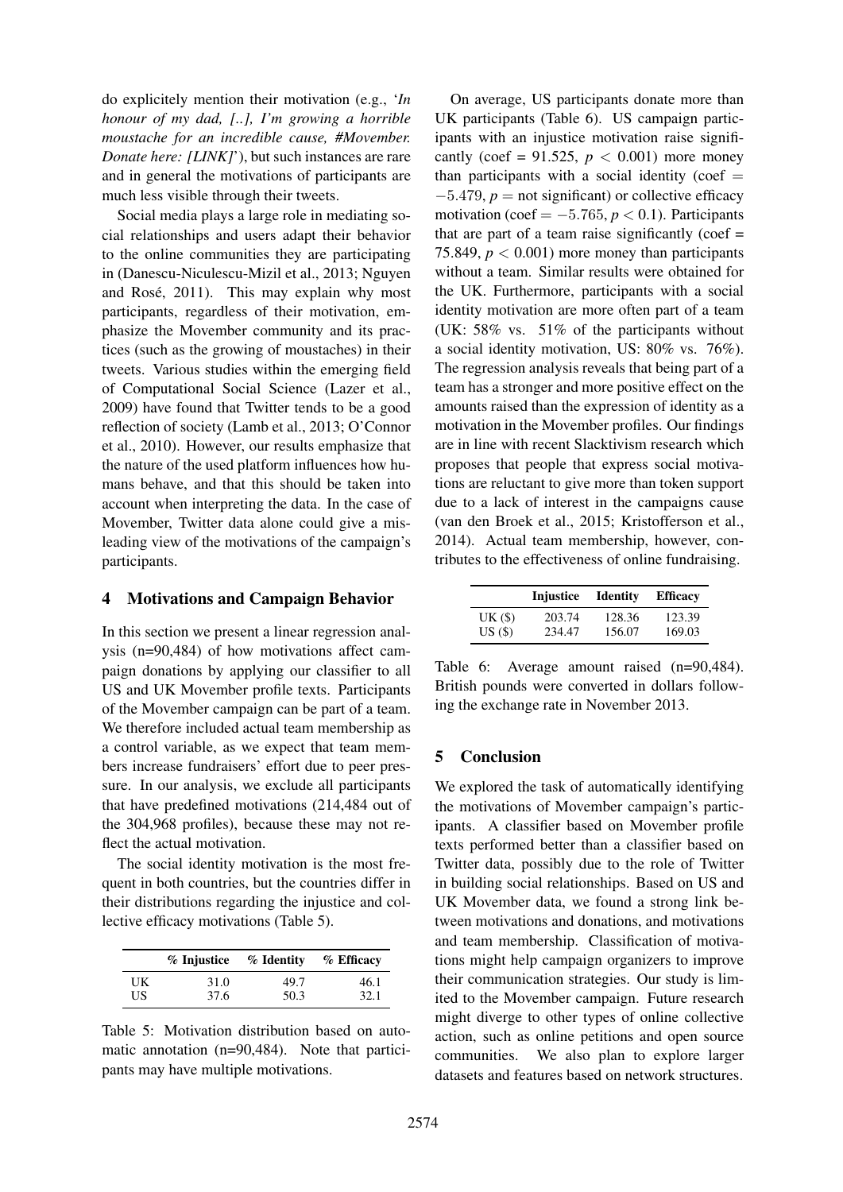do explicitely mention their motivation (e.g., '*In honour of my dad, [..], I'm growing a horrible moustache for an incredible cause, #Movember. Donate here: [LINK]*'), but such instances are rare and in general the motivations of participants are much less visible through their tweets.

Social media plays a large role in mediating social relationships and users adapt their behavior to the online communities they are participating in (Danescu-Niculescu-Mizil et al., 2013; Nguyen and Rosé, 2011). This may explain why most participants, regardless of their motivation, emphasize the Movember community and its practices (such as the growing of moustaches) in their tweets. Various studies within the emerging field of Computational Social Science (Lazer et al., 2009) have found that Twitter tends to be a good reflection of society (Lamb et al., 2013; O'Connor et al., 2010). However, our results emphasize that the nature of the used platform influences how humans behave, and that this should be taken into account when interpreting the data. In the case of Movember, Twitter data alone could give a misleading view of the motivations of the campaign's participants.

## 4 Motivations and Campaign Behavior

In this section we present a linear regression analysis (n=90,484) of how motivations affect campaign donations by applying our classifier to all US and UK Movember profile texts. Participants of the Movember campaign can be part of a team. We therefore included actual team membership as a control variable, as we expect that team members increase fundraisers' effort due to peer pressure. In our analysis, we exclude all participants that have predefined motivations (214,484 out of the 304,968 profiles), because these may not reflect the actual motivation.

The social identity motivation is the most frequent in both countries, but the countries differ in their distributions regarding the injustice and collective efficacy motivations (Table 5).

| | % Injustice | % Identity | % Efficacy |
|---|---|---|---|
| UK | 31.0 | 49.7 | 46.1 |
| US | 37.6 | 50.3 | 32.1 |

Table 5: Motivation distribution based on automatic annotation (n=90,484). Note that participants may have multiple motivations.

On average, US participants donate more than UK participants (Table 6). US campaign participants with an injustice motivation raise significantly (coef = 91.525, $p < 0.001$) more money than participants with a social identity (coef $= -5.479$, $p =$ not significant) or collective efficacy motivation (coef $= -5.765$, $p < 0.1$). Participants that are part of a team raise significantly (coef = 75.849, $p < 0.001$) more money than participants without a team. Similar results were obtained for the UK. Furthermore, participants with a social identity motivation are more often part of a team (UK: 58% vs. 51% of the participants without a social identity motivation, US: 80% vs. 76%). The regression analysis reveals that being part of a team has a stronger and more positive effect on the amounts raised than the expression of identity as a motivation in the Movember profiles. Our findings are in line with recent Slacktivism research which proposes that people that express social motivations are reluctant to give more than token support due to a lack of interest in the campaigns cause (van den Broek et al., 2015; Kristofferson et al., 2014). Actual team membership, however, contributes to the effectiveness of online fundraising.

| | Injustice | Identity | Efficacy |
|---|---|---|---|
| UK ($) | 203.74 | 128.36 | 123.39 |
| US ($) | 234.47 | 156.07 | 169.03 |

Table 6: Average amount raised (n=90,484). British pounds were converted in dollars following the exchange rate in November 2013.

## 5 Conclusion

We explored the task of automatically identifying the motivations of Movember campaign's participants. A classifier based on Movember profile texts performed better than a classifier based on Twitter data, possibly due to the role of Twitter in building social relationships. Based on US and UK Movember data, we found a strong link between motivations and donations, and motivations and team membership. Classification of motivations might help campaign organizers to improve their communication strategies. Our study is limited to the Movember campaign. Future research might diverge to other types of online collective action, such as online petitions and open source communities. We also plan to explore larger datasets and features based on network structures.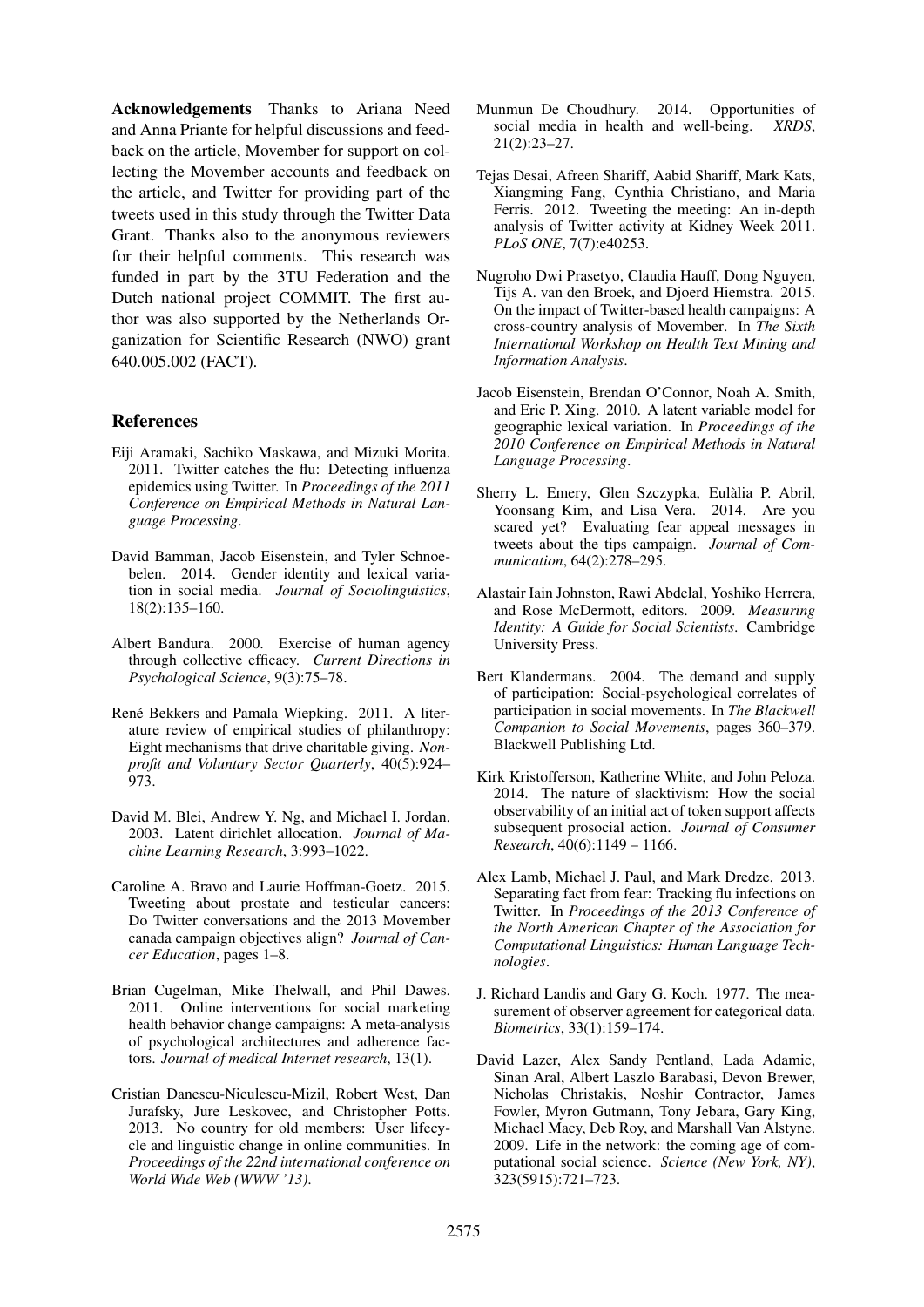**Acknowledgements** Thanks to Ariana Need and Anna Priante for helpful discussions and feedback on the article, Movember for support on collecting the Movember accounts and feedback on the article, and Twitter for providing part of the tweets used in this study through the Twitter Data Grant. Thanks also to the anonymous reviewers for their helpful comments. This research was funded in part by the 3TU Federation and the Dutch national project COMMIT. The first author was also supported by the Netherlands Organization for Scientific Research (NWO) grant 640.005.002 (FACT).

## References

Eiji Aramaki, Sachiko Maskawa, and Mizuki Morita. 2011. Twitter catches the flu: Detecting influenza epidemics using Twitter. In *Proceedings of the 2011 Conference on Empirical Methods in Natural Language Processing*.

David Bamman, Jacob Eisenstein, and Tyler Schnoebelen. 2014. Gender identity and lexical variation in social media. *Journal of Sociolinguistics*, 18(2):135–160.

Albert Bandura. 2000. Exercise of human agency through collective efficacy. *Current Directions in Psychological Science*, 9(3):75–78.

René Bekkers and Pamala Wiepking. 2011. A literature review of empirical studies of philanthropy: Eight mechanisms that drive charitable giving. *Nonprofit and Voluntary Sector Quarterly*, 40(5):924–973.

David M. Blei, Andrew Y. Ng, and Michael I. Jordan. 2003. Latent dirichlet allocation. *Journal of Machine Learning Research*, 3:993–1022.

Caroline A. Bravo and Laurie Hoffman-Goetz. 2015. Tweeting about prostate and testicular cancers: Do Twitter conversations and the 2013 Movember canada campaign objectives align? *Journal of Cancer Education*, pages 1–8.

Brian Cugelman, Mike Thelwall, and Phil Dawes. 2011. Online interventions for social marketing health behavior change campaigns: A meta-analysis of psychological architectures and adherence factors. *Journal of medical Internet research*, 13(1).

Cristian Danescu-Niculescu-Mizil, Robert West, Dan Jurafsky, Jure Leskovec, and Christopher Potts. 2013. No country for old members: User lifecycle and linguistic change in online communities. In *Proceedings of the 22nd international conference on World Wide Web (WWW '13)*.

Munmun De Choudhury. 2014. Opportunities of social media in health and well-being. *XRDS*, 21(2):23–27.

Tejas Desai, Afreen Shariff, Aabid Shariff, Mark Kats, Xiangming Fang, Cynthia Christiano, and Maria Ferris. 2012. Tweeting the meeting: An in-depth analysis of Twitter activity at Kidney Week 2011. *PLoS ONE*, 7(7):e40253.

Nugroho Dwi Prasetyo, Claudia Hauff, Dong Nguyen, Tijs A. van den Broek, and Djoerd Hiemstra. 2015. On the impact of Twitter-based health campaigns: A cross-country analysis of Movember. In *The Sixth International Workshop on Health Text Mining and Information Analysis*.

Jacob Eisenstein, Brendan O'Connor, Noah A. Smith, and Eric P. Xing. 2010. A latent variable model for geographic lexical variation. In *Proceedings of the 2010 Conference on Empirical Methods in Natural Language Processing*.

Sherry L. Emery, Glen Szczypka, Eulàlia P. Abril, Yoonsang Kim, and Lisa Vera. 2014. Are you scared yet? Evaluating fear appeal messages in tweets about the tips campaign. *Journal of Communication*, 64(2):278–295.

Alastair Iain Johnston, Rawi Abdelal, Yoshiko Herrera, and Rose McDermott, editors. 2009. *Measuring Identity: A Guide for Social Scientists*. Cambridge University Press.

Bert Klandermans. 2004. The demand and supply of participation: Social-psychological correlates of participation in social movements. In *The Blackwell Companion to Social Movements*, pages 360–379. Blackwell Publishing Ltd.

Kirk Kristofferson, Katherine White, and John Peloza. 2014. The nature of slacktivism: How the social observability of an initial act of token support affects subsequent prosocial action. *Journal of Consumer Research*, 40(6):1149 – 1166.

Alex Lamb, Michael J. Paul, and Mark Dredze. 2013. Separating fact from fear: Tracking flu infections on Twitter. In *Proceedings of the 2013 Conference of the North American Chapter of the Association for Computational Linguistics: Human Language Technologies*.

J. Richard Landis and Gary G. Koch. 1977. The measurement of observer agreement for categorical data. *Biometrics*, 33(1):159–174.

David Lazer, Alex Sandy Pentland, Lada Adamic, Sinan Aral, Albert Laszlo Barabasi, Devon Brewer, Nicholas Christakis, Noshir Contractor, James Fowler, Myron Gutmann, Tony Jebara, Gary King, Michael Macy, Deb Roy, and Marshall Van Alstyne. 2009. Life in the network: the coming age of computational social science. *Science (New York, NY)*, 323(5915):721–723.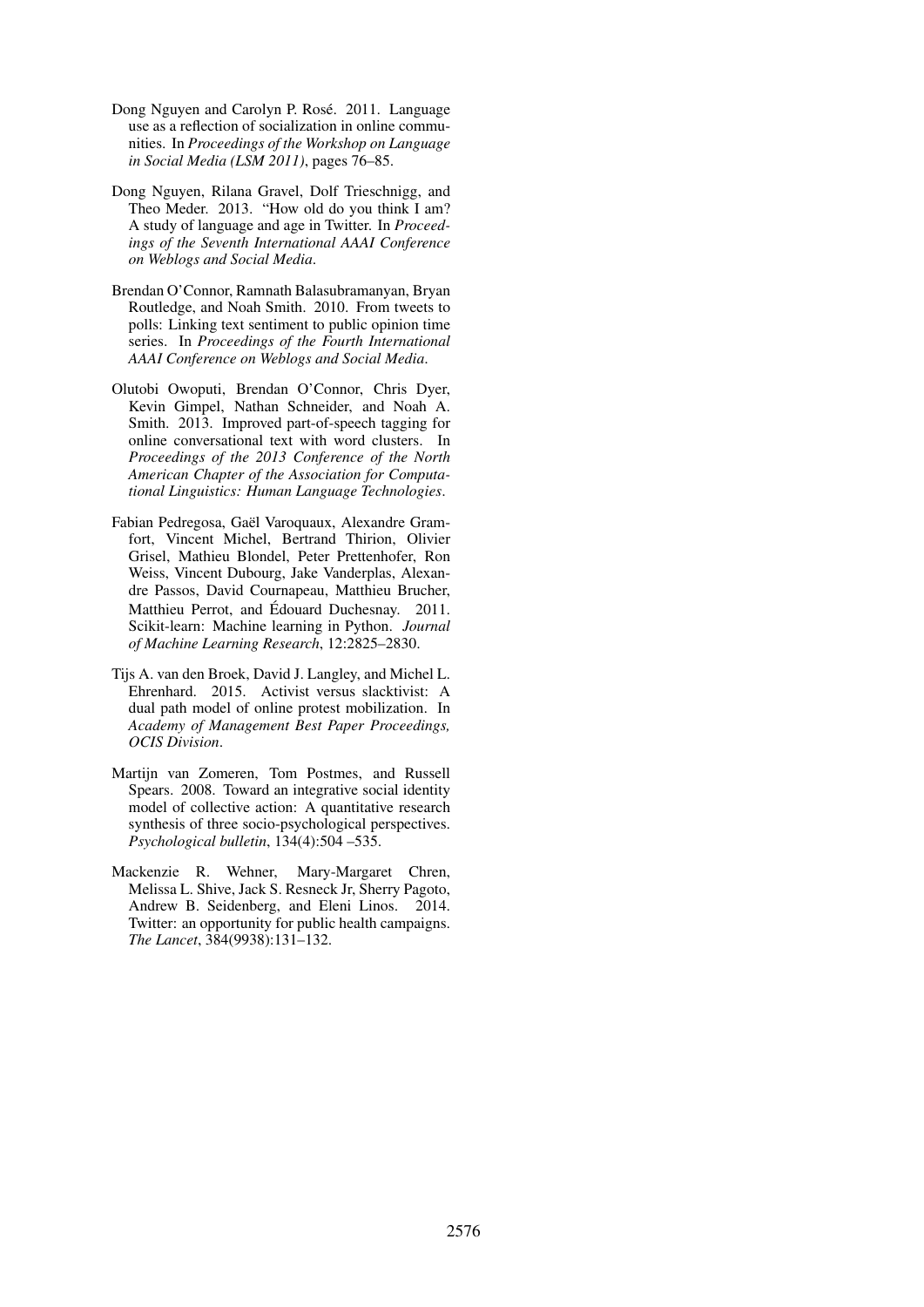Dong Nguyen and Carolyn P. Rosé. 2011. Language use as a reflection of socialization in online communities. In *Proceedings of the Workshop on Language in Social Media (LSM 2011)*, pages 76–85.

Dong Nguyen, Rilana Gravel, Dolf Trieschnigg, and Theo Meder. 2013. "How old do you think I am? A study of language and age in Twitter. In *Proceedings of the Seventh International AAAI Conference on Weblogs and Social Media*.

Brendan O'Connor, Ramnath Balasubramanyan, Bryan Routledge, and Noah Smith. 2010. From tweets to polls: Linking text sentiment to public opinion time series. In *Proceedings of the Fourth International AAAI Conference on Weblogs and Social Media*.

Olutobi Owoputi, Brendan O'Connor, Chris Dyer, Kevin Gimpel, Nathan Schneider, and Noah A. Smith. 2013. Improved part-of-speech tagging for online conversational text with word clusters. In *Proceedings of the 2013 Conference of the North American Chapter of the Association for Computational Linguistics: Human Language Technologies*.

Fabian Pedregosa, Gaël Varoquaux, Alexandre Gramfort, Vincent Michel, Bertrand Thirion, Olivier Grisel, Mathieu Blondel, Peter Prettenhofer, Ron Weiss, Vincent Dubourg, Jake Vanderplas, Alexandre Passos, David Cournapeau, Matthieu Brucher, Matthieu Perrot, and Édouard Duchesnay. 2011. Scikit-learn: Machine learning in Python. *Journal of Machine Learning Research*, 12:2825–2830.

Tijs A. van den Broek, David J. Langley, and Michel L. Ehrenhard. 2015. Activist versus slacktivist: A dual path model of online protest mobilization. In *Academy of Management Best Paper Proceedings, OCIS Division*.

Martijn van Zomeren, Tom Postmes, and Russell Spears. 2008. Toward an integrative social identity model of collective action: A quantitative research synthesis of three socio-psychological perspectives. *Psychological bulletin*, 134(4):504 –535.

Mackenzie R. Wehner, Mary-Margaret Chren, Melissa L. Shive, Jack S. Resneck Jr, Sherry Pagoto, Andrew B. Seidenberg, and Eleni Linos. 2014. Twitter: an opportunity for public health campaigns. *The Lancet*, 384(9938):131–132.